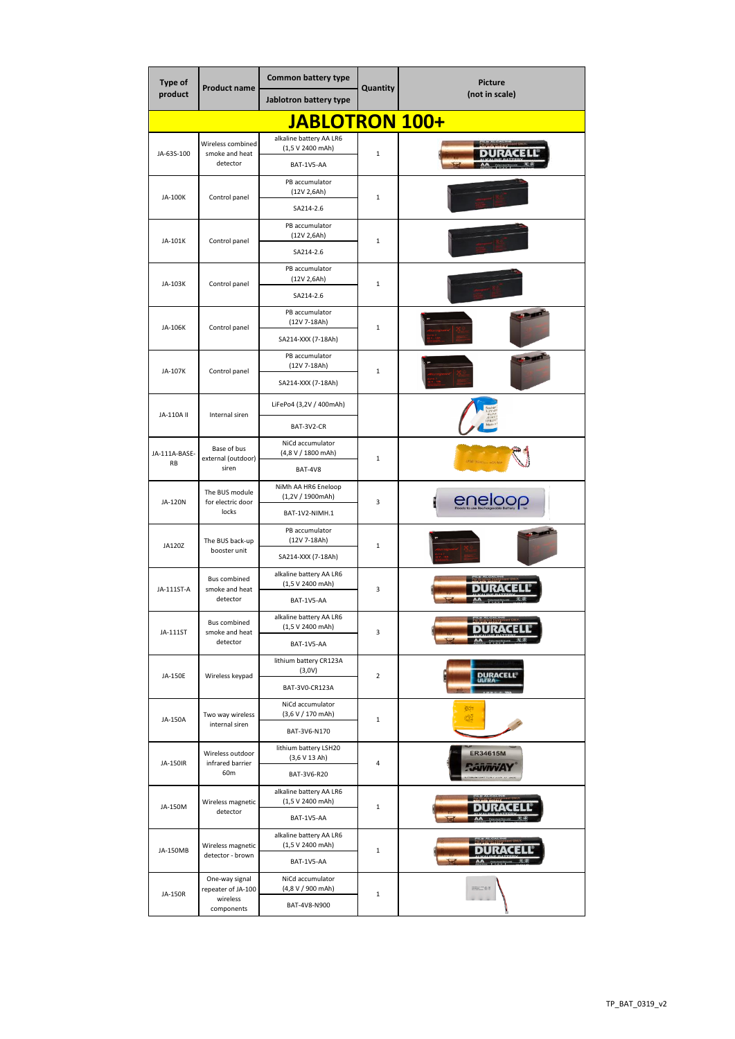| Type of product | Product name | Common battery type / Jablotron battery type | Quantity | Picture (not in scale) |
|---|---|---|---|---|
| **JABLOTRON 100+** | | | | |
| JA-63S-100 | Wireless combined smoke and heat detector | alkaline battery AA LR6 (1,5 V 2400 mAh) / BAT-1V5-AA | 1 | |
| JA-100K | Control panel | PB accumulator (12V 2,6Ah) / SA214-2.6 | 1 | |
| JA-101K | Control panel | PB accumulator (12V 2,6Ah) / SA214-2.6 | 1 | |
| JA-103K | Control panel | PB accumulator (12V 2,6Ah) / SA214-2.6 | 1 | |
| JA-106K | Control panel | PB accumulator (12V 7-18Ah) / SA214-XXX (7-18Ah) | 1 | |
| JA-107K | Control panel | PB accumulator (12V 7-18Ah) / SA214-XXX (7-18Ah) | 1 | |
| JA-110A II | Internal siren | LiFePo4 (3,2V / 400mAh) / BAT-3V2-CR | | |
| JA-111A-BASE-RB | Base of bus external (outdoor) siren | NiCd accumulator (4,8 V / 1800 mAh) / BAT-4V8 | 1 | |
| JA-120N | The BUS module for electric door locks | NiMh AA HR6 Eneloop (1,2V / 1900mAh) / BAT-1V2-NIMH.1 | 3 | |
| JA120Z | The BUS back-up booster unit | PB accumulator (12V 7-18Ah) / SA214-XXX (7-18Ah) | 1 | |
| JA-111ST-A | Bus combined smoke and heat detector | alkaline battery AA LR6 (1,5 V 2400 mAh) / BAT-1V5-AA | 3 | |
| JA-111ST | Bus combined smoke and heat detector | alkaline battery AA LR6 (1,5 V 2400 mAh) / BAT-1V5-AA | 3 | |
| JA-150E | Wireless keypad | lithium battery CR123A (3,0V) / BAT-3V0-CR123A | 2 | |
| JA-150A | Two way wireless internal siren | NiCd accumulator (3,6 V / 170 mAh) / BAT-3V6-N170 | 1 | |
| JA-150IR | Wireless outdoor infrared barrier 60m | lithium battery LSH20 (3,6 V 13 Ah) / BAT-3V6-R20 | 4 | |
| JA-150M | Wireless magnetic detector | alkaline battery AA LR6 (1,5 V 2400 mAh) / BAT-1V5-AA | 1 | |
| JA-150MB | Wireless magnetic detector - brown | alkaline battery AA LR6 (1,5 V 2400 mAh) / BAT-1V5-AA | 1 | |
| JA-150R | One-way signal repeater of JA-100 wireless components | NiCd accumulator (4,8 V / 900 mAh) / BAT-4V8-N900 | 1 | |

TP_BAT_0319_v2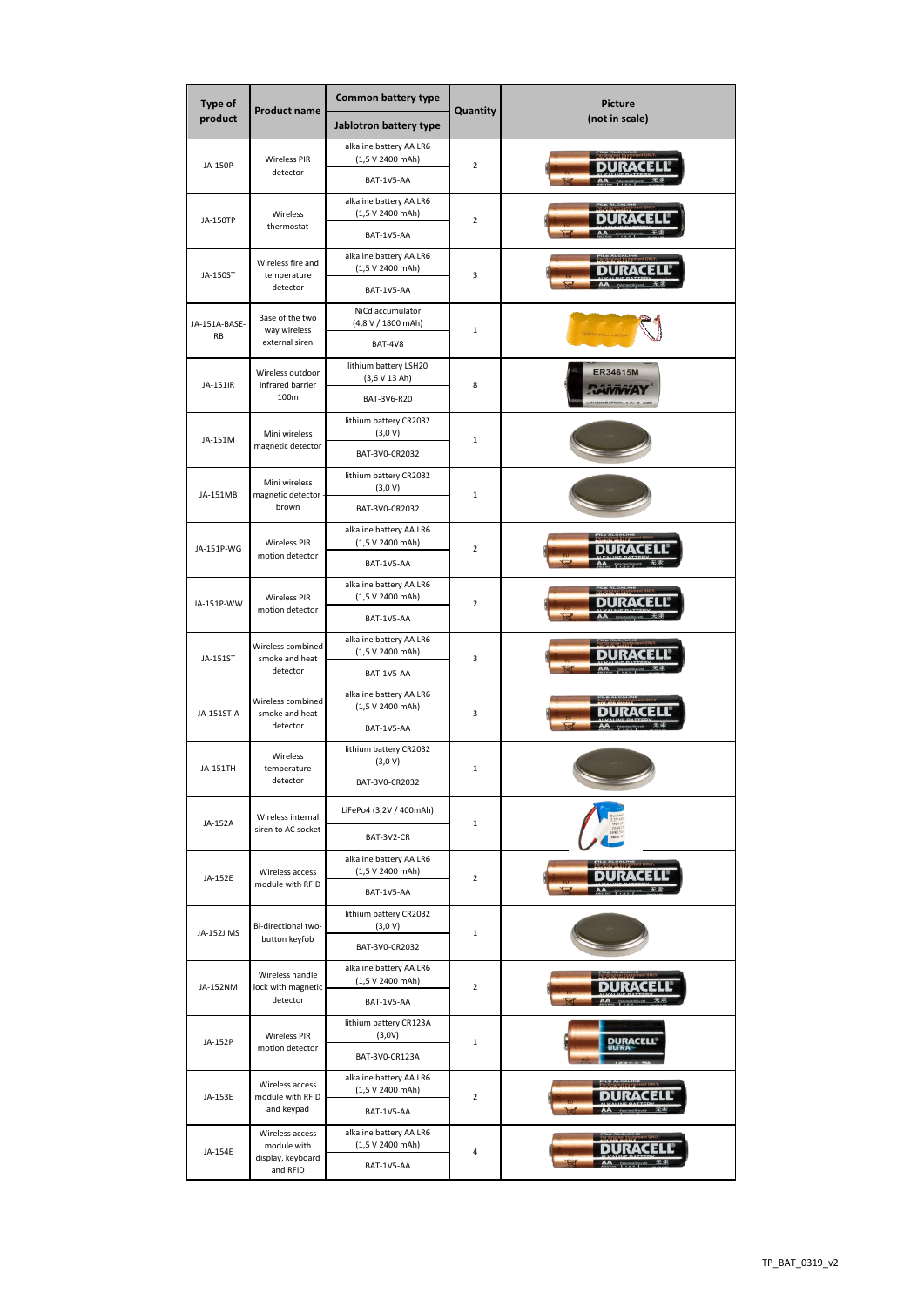| Type of product | Product name | Common battery type / Jablotron battery type | Quantity | Picture (not in scale) |
|---|---|---|---|---|
| JA-150P | Wireless PIR detector | alkaline battery AA LR6 (1,5 V 2400 mAh) / BAT-1V5-AA | 2 | |
| JA-150TP | Wireless thermostat | alkaline battery AA LR6 (1,5 V 2400 mAh) / BAT-1V5-AA | 2 | |
| JA-150ST | Wireless fire and temperature detector | alkaline battery AA LR6 (1,5 V 2400 mAh) / BAT-1V5-AA | 3 | |
| JA-151A-BASE-RB | Base of the two way wireless external siren | NiCd accumulator (4,8 V / 1800 mAh) / BAT-4V8 | 1 | |
| JA-151IR | Wireless outdoor infrared barrier 100m | lithium battery LSH20 (3,6 V 13 Ah) / BAT-3V6-R20 | 8 | |
| JA-151M | Mini wireless magnetic detector | lithium battery CR2032 (3,0 V) / BAT-3V0-CR2032 | 1 | |
| JA-151MB | Mini wireless magnetic detector brown | lithium battery CR2032 (3,0 V) / BAT-3V0-CR2032 | 1 | |
| JA-151P-WG | Wireless PIR motion detector | alkaline battery AA LR6 (1,5 V 2400 mAh) / BAT-1V5-AA | 2 | |
| JA-151P-WW | Wireless PIR motion detector | alkaline battery AA LR6 (1,5 V 2400 mAh) / BAT-1V5-AA | 2 | |
| JA-151ST | Wireless combined smoke and heat detector | alkaline battery AA LR6 (1,5 V 2400 mAh) / BAT-1V5-AA | 3 | |
| JA-151ST-A | Wireless combined smoke and heat detector | alkaline battery AA LR6 (1,5 V 2400 mAh) / BAT-1V5-AA | 3 | |
| JA-151TH | Wireless temperature detector | lithium battery CR2032 (3,0 V) / BAT-3V0-CR2032 | 1 | |
| JA-152A | Wireless internal siren to AC socket | LiFePo4 (3,2V / 400mAh) / BAT-3V2-CR | 1 | |
| JA-152E | Wireless access module with RFID | alkaline battery AA LR6 (1,5 V 2400 mAh) / BAT-1V5-AA | 2 | |
| JA-152J MS | Bi-directional two-button keyfob | lithium battery CR2032 (3,0 V) / BAT-3V0-CR2032 | 1 | |
| JA-152NM | Wireless handle lock with magnetic detector | alkaline battery AA LR6 (1,5 V 2400 mAh) / BAT-1V5-AA | 2 | |
| JA-152P | Wireless PIR motion detector | lithium battery CR123A (3,0V) / BAT-3V0-CR123A | 1 | |
| JA-153E | Wireless access module with RFID and keypad | alkaline battery AA LR6 (1,5 V 2400 mAh) / BAT-1V5-AA | 2 | |
| JA-154E | Wireless access module with display, keyboard and RFID | alkaline battery AA LR6 (1,5 V 2400 mAh) / BAT-1V5-AA | 4 | |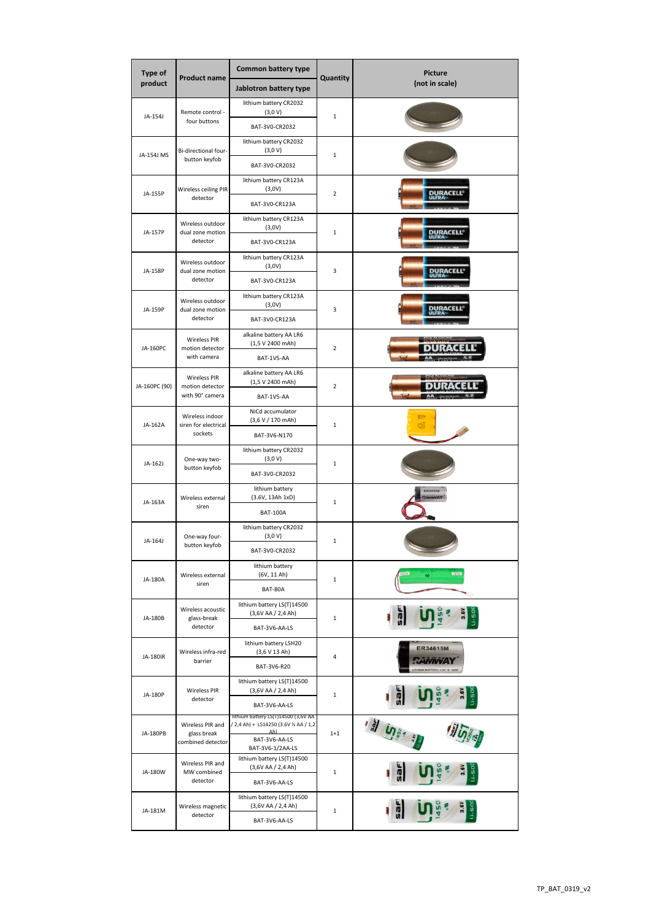| Type of product | Product name | Common battery type / Jablotron battery type | Quantity | Picture (not in scale) |
|---|---|---|---|---|
| JA-154J | Remote control - four buttons | lithium battery CR2032 (3,0 V) / BAT-3V0-CR2032 | 1 | |
| JA-154J MS | Bi-directional four-button keyfob | lithium battery CR2032 (3,0 V) / BAT-3V0-CR2032 | 1 | |
| JA-155P | Wireless ceiling PIR detector | lithium battery CR123A (3,0V) / BAT-3V0-CR123A | 2 | |
| JA-157P | Wireless outdoor dual zone motion detector | lithium battery CR123A (3,0V) / BAT-3V0-CR123A | 1 | |
| JA-158P | Wireless outdoor dual zone motion detector | lithium battery CR123A (3,0V) / BAT-3V0-CR123A | 3 | |
| JA-159P | Wireless outdoor dual zone motion detector | lithium battery CR123A (3,0V) / BAT-3V0-CR123A | 3 | |
| JA-160PC | Wireless PIR motion detector with camera | alkaline battery AA LR6 (1,5 V 2400 mAh) / BAT-1V5-AA | 2 | |
| JA-160PC (90) | Wireless PIR motion detector with 90° camera | alkaline battery AA LR6 (1,5 V 2400 mAh) / BAT-1V5-AA | 2 | |
| JA-162A | Wireless indoor siren for electrical sockets | NiCd accumulator (3,6 V / 170 mAh) / BAT-3V6-N170 | 1 | |
| JA-162J | One-way two-button keyfob | lithium battery CR2032 (3,0 V) / BAT-3V0-CR2032 | 1 | |
| JA-163A | Wireless external siren | lithium battery (3.6V, 13Ah 1xD) / BAT-100A | 1 | |
| JA-164J | One-way four-button keyfob | lithium battery CR2032 (3,0 V) / BAT-3V0-CR2032 | 1 | |
| JA-180A | Wireless external siren | lithium battery (6V, 11 Ah) / BAT-80A | 1 | |
| JA-180B | Wireless acoustic glass-break detector | lithium battery LS(T)14500 (3,6V AA / 2,4 Ah) / BAT-3V6-AA-LS | 1 | |
| JA-180IR | Wireless infra-red barrier | lithium battery LSH20 (3,6 V 13 Ah) / BAT-3V6-R20 | 4 | |
| JA-180P | Wireless PIR detector | lithium battery LS(T)14500 (3,6V AA / 2,4 Ah) / BAT-3V6-AA-LS | 1 | |
| JA-180PB | Wireless PIR and glass break combined detector | lithium battery LS(T)14500 (3,6V AA / 2,4 Ah) + LS14250 (3.6V ½ AA / 1,2 Ah) / BAT-3V6-AA-LS BAT-3V6-1/2AA-LS | 1+1 | |
| JA-180W | Wireless PIR and MW combined detector | lithium battery LS(T)14500 (3,6V AA / 2,4 Ah) / BAT-3V6-AA-LS | 1 | |
| JA-181M | Wireless magnetic detector | lithium battery LS(T)14500 (3,6V AA / 2,4 Ah) / BAT-3V6-AA-LS | 1 | |

TP_BAT_0319_v2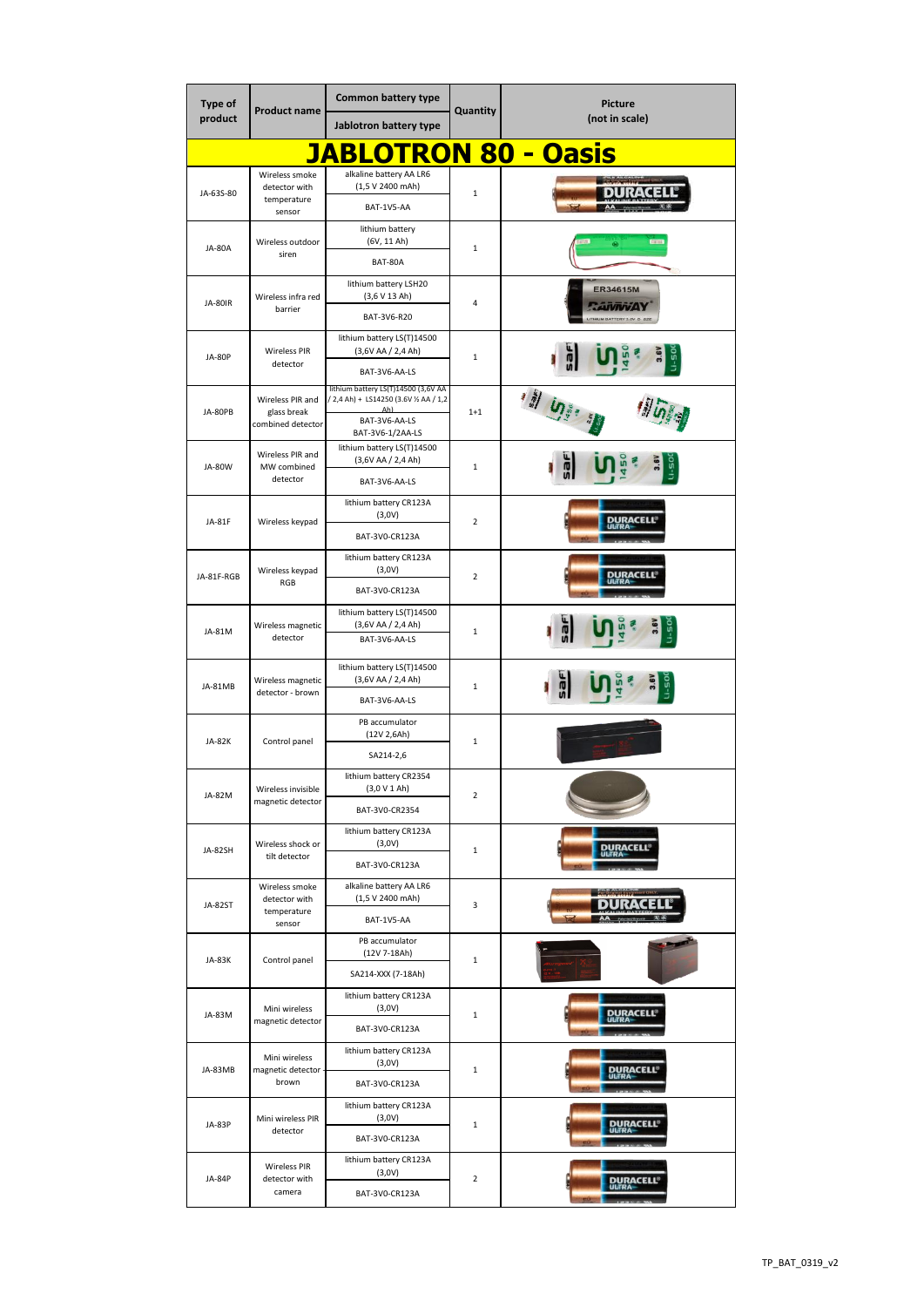| Type of product | Product name | Common battery type / Jablotron battery type | Quantity | Picture (not in scale) |
|---|---|---|---|---|
| **JABLOTRON 80 - Oasis** | | | | |
| JA-63S-80 | Wireless smoke detector with temperature sensor | alkaline battery AA LR6 (1,5 V 2400 mAh) / BAT-1V5-AA | 1 | |
| JA-80A | Wireless outdoor siren | lithium battery (6V, 11 Ah) / BAT-80A | 1 | |
| JA-80IR | Wireless infra red barrier | lithium battery LSH20 (3,6 V 13 Ah) / BAT-3V6-R20 | 4 | |
| JA-80P | Wireless PIR detector | lithium battery LS(T)14500 (3,6V AA / 2,4 Ah) / BAT-3V6-AA-LS | 1 | |
| JA-80PB | Wireless PIR and glass break combined detector | lithium battery LS(T)14500 (3,6V AA / 2,4 Ah) + LS14250 (3.6V ½ AA / 1,2 Ah) / BAT-3V6-AA-LS BAT-3V6-1/2AA-LS | 1+1 | |
| JA-80W | Wireless PIR and MW combined detector | lithium battery LS(T)14500 (3,6V AA / 2,4 Ah) / BAT-3V6-AA-LS | 1 | |
| JA-81F | Wireless keypad | lithium battery CR123A (3,0V) / BAT-3V0-CR123A | 2 | |
| JA-81F-RGB | Wireless keypad RGB | lithium battery CR123A (3,0V) / BAT-3V0-CR123A | 2 | |
| JA-81M | Wireless magnetic detector | lithium battery LS(T)14500 (3,6V AA / 2,4 Ah) / BAT-3V6-AA-LS | 1 | |
| JA-81MB | Wireless magnetic detector - brown | lithium battery LS(T)14500 (3,6V AA / 2,4 Ah) / BAT-3V6-AA-LS | 1 | |
| JA-82K | Control panel | PB accumulator (12V 2,6Ah) / SA214-2,6 | 1 | |
| JA-82M | Wireless invisible magnetic detector | lithium battery CR2354 (3,0 V 1 Ah) / BAT-3V0-CR2354 | 2 | |
| JA-82SH | Wireless shock or tilt detector | lithium battery CR123A (3,0V) / BAT-3V0-CR123A | 1 | |
| JA-82ST | Wireless smoke detector with temperature sensor | alkaline battery AA LR6 (1,5 V 2400 mAh) / BAT-1V5-AA | 3 | |
| JA-83K | Control panel | PB accumulator (12V 7-18Ah) / SA214-XXX (7-18Ah) | 1 | |
| JA-83M | Mini wireless magnetic detector | lithium battery CR123A (3,0V) / BAT-3V0-CR123A | 1 | |
| JA-83MB | Mini wireless magnetic detector - brown | lithium battery CR123A (3,0V) / BAT-3V0-CR123A | 1 | |
| JA-83P | Mini wireless PIR detector | lithium battery CR123A (3,0V) / BAT-3V0-CR123A | 1 | |
| JA-84P | Wireless PIR detector with camera | lithium battery CR123A (3,0V) / BAT-3V0-CR123A | 2 | |

TP_BAT_0319_v2